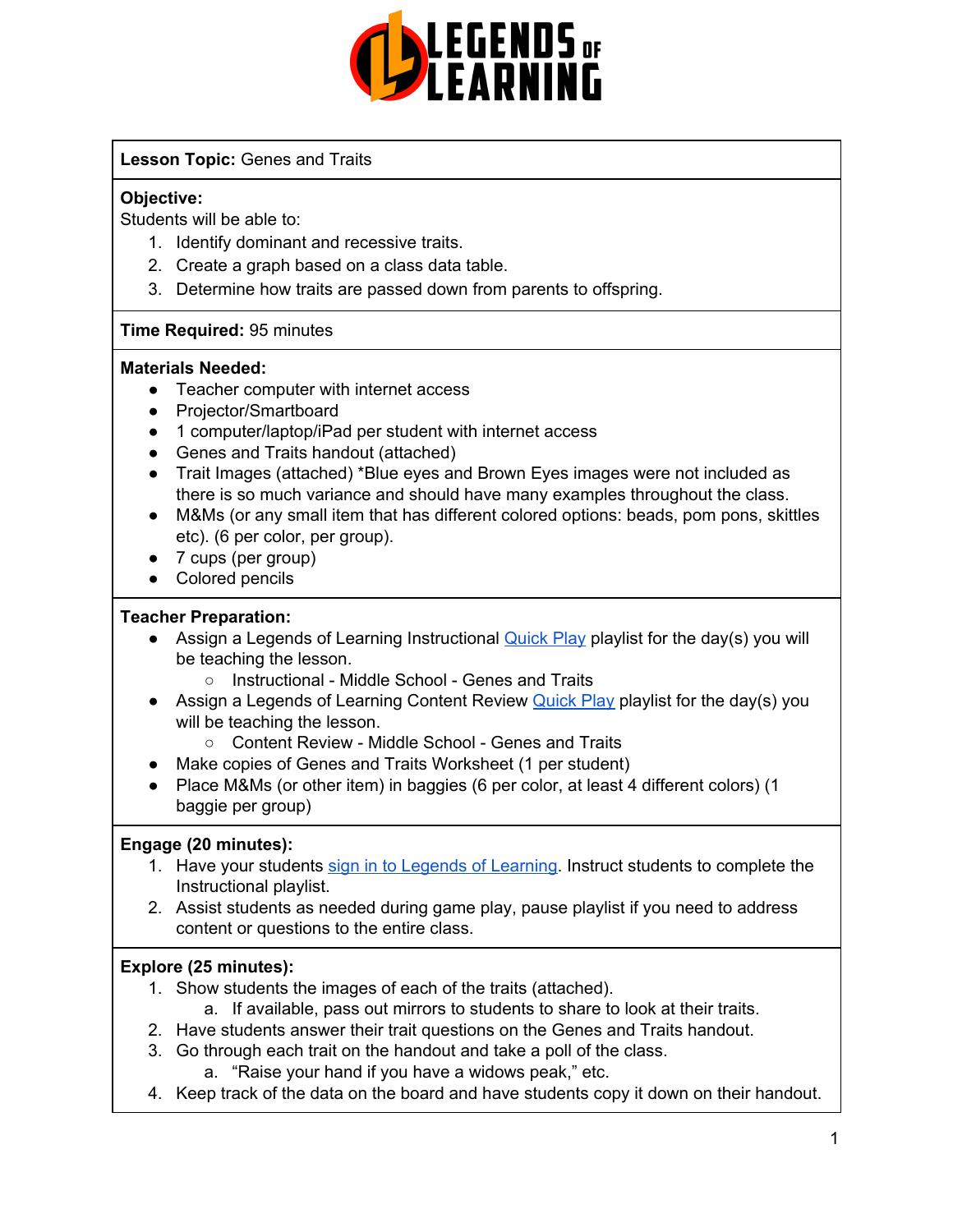**Lesson Topic:** Genes and Traits

**Objective:**
Students will be able to:

1. Identify dominant and recessive traits.
2. Create a graph based on a class data table.
3. Determine how traits are passed down from parents to offspring.

**Time Required:** 95 minutes

**Materials Needed:**

- Teacher computer with internet access
- Projector/Smartboard
- 1 computer/laptop/iPad per student with internet access
- Genes and Traits handout (attached)
- Trait Images (attached) *Blue eyes and Brown Eyes images were not included as there is so much variance and should have many examples throughout the class.
- M&Ms (or any small item that has different colored options: beads, pom pons, skittles etc). (6 per color, per group).
- 7 cups (per group)
- Colored pencils

**Teacher Preparation:**

- Assign a Legends of Learning Instructional Quick Play playlist for the day(s) you will be teaching the lesson.
    - Instructional - Middle School - Genes and Traits
- Assign a Legends of Learning Content Review Quick Play playlist for the day(s) you will be teaching the lesson.
    - Content Review - Middle School - Genes and Traits
- Make copies of Genes and Traits Worksheet (1 per student)
- Place M&Ms (or other item) in baggies (6 per color, at least 4 different colors) (1 baggie per group)

**Engage (20 minutes):**

1. Have your students sign in to Legends of Learning. Instruct students to complete the Instructional playlist.
2. Assist students as needed during game play, pause playlist if you need to address content or questions to the entire class.

**Explore (25 minutes):**

1. Show students the images of each of the traits (attached).
    a. If available, pass out mirrors to students to share to look at their traits.
2. Have students answer their trait questions on the Genes and Traits handout.
3. Go through each trait on the handout and take a poll of the class.
    a. "Raise your hand if you have a widows peak," etc.
4. Keep track of the data on the board and have students copy it down on their handout.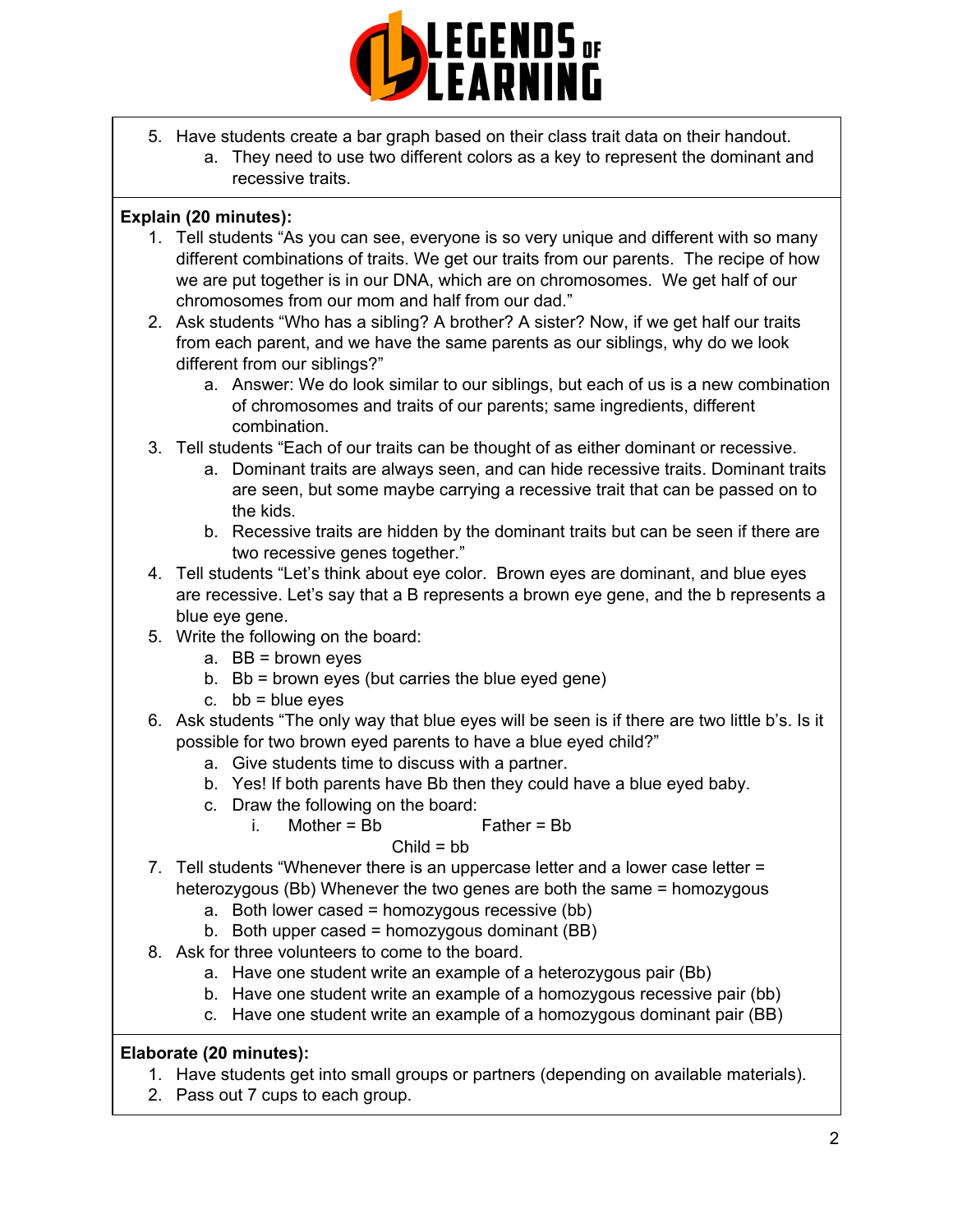5. Have students create a bar graph based on their class trait data on their handout.
    a. They need to use two different colors as a key to represent the dominant and recessive traits.

**Explain (20 minutes):**

1. Tell students "As you can see, everyone is so very unique and different with so many different combinations of traits. We get our traits from our parents. The recipe of how we are put together is in our DNA, which are on chromosomes. We get half of our chromosomes from our mom and half from our dad."
2. Ask students "Who has a sibling? A brother? A sister? Now, if we get half our traits from each parent, and we have the same parents as our siblings, why do we look different from our siblings?"
    a. Answer: We do look similar to our siblings, but each of us is a new combination of chromosomes and traits of our parents; same ingredients, different combination.
3. Tell students "Each of our traits can be thought of as either dominant or recessive.
    a. Dominant traits are always seen, and can hide recessive traits. Dominant traits are seen, but some maybe carrying a recessive trait that can be passed on to the kids.
    b. Recessive traits are hidden by the dominant traits but can be seen if there are two recessive genes together."
4. Tell students "Let's think about eye color. Brown eyes are dominant, and blue eyes are recessive. Let's say that a B represents a brown eye gene, and the b represents a blue eye gene.
5. Write the following on the board:
    a. BB = brown eyes
    b. Bb = brown eyes (but carries the blue eyed gene)
    c. bb = blue eyes
6. Ask students "The only way that blue eyes will be seen is if there are two little b's. Is it possible for two brown eyed parents to have a blue eyed child?"
    a. Give students time to discuss with a partner.
    b. Yes! If both parents have Bb then they could have a blue eyed baby.
    c. Draw the following on the board:
        i. Mother = Bb                    Father = Bb
           Child = bb
7. Tell students "Whenever there is an uppercase letter and a lower case letter = heterozygous (Bb) Whenever the two genes are both the same = homozygous
    a. Both lower cased = homozygous recessive (bb)
    b. Both upper cased = homozygous dominant (BB)
8. Ask for three volunteers to come to the board.
    a. Have one student write an example of a heterozygous pair (Bb)
    b. Have one student write an example of a homozygous recessive pair (bb)
    c. Have one student write an example of a homozygous dominant pair (BB)

**Elaborate (20 minutes):**

1. Have students get into small groups or partners (depending on available materials).
2. Pass out 7 cups to each group.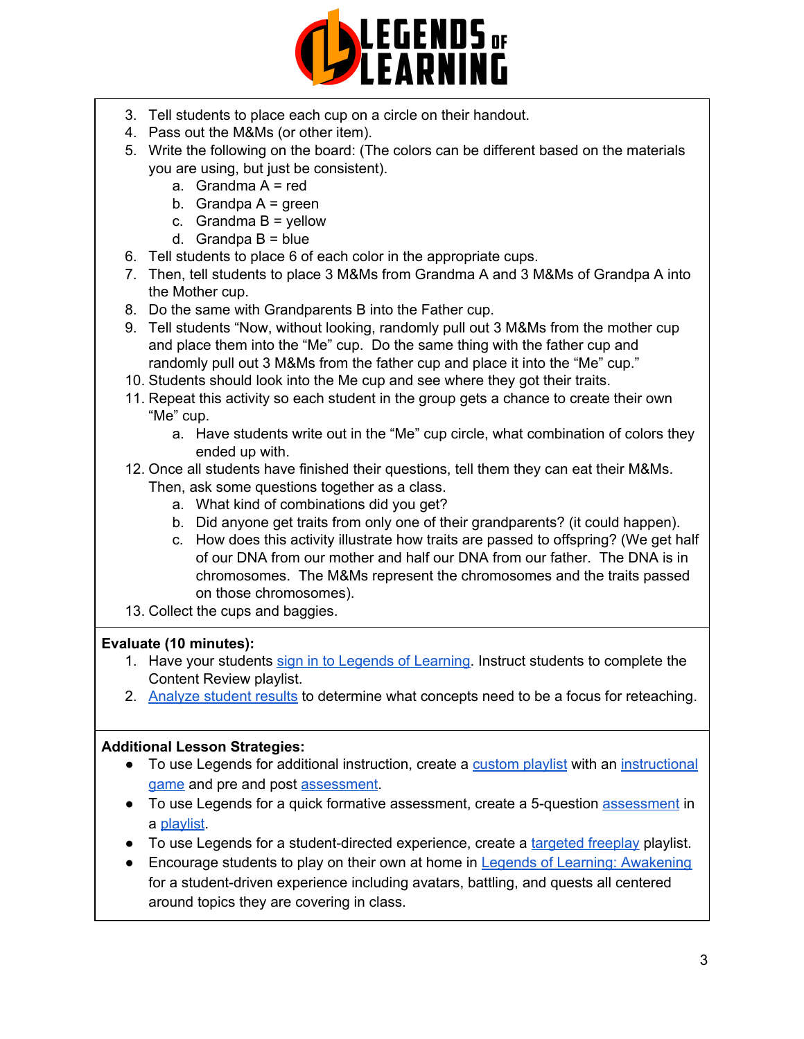3. Tell students to place each cup on a circle on their handout.
4. Pass out the M&Ms (or other item).
5. Write the following on the board: (The colors can be different based on the materials you are using, but just be consistent).
    a. Grandma A = red
    b. Grandpa A = green
    c. Grandma B = yellow
    d. Grandpa B = blue
6. Tell students to place 6 of each color in the appropriate cups.
7. Then, tell students to place 3 M&Ms from Grandma A and 3 M&Ms of Grandpa A into the Mother cup.
8. Do the same with Grandparents B into the Father cup.
9. Tell students "Now, without looking, randomly pull out 3 M&Ms from the mother cup and place them into the "Me" cup. Do the same thing with the father cup and randomly pull out 3 M&Ms from the father cup and place it into the "Me" cup."
10. Students should look into the Me cup and see where they got their traits.
11. Repeat this activity so each student in the group gets a chance to create their own "Me" cup.
    a. Have students write out in the "Me" cup circle, what combination of colors they ended up with.
12. Once all students have finished their questions, tell them they can eat their M&Ms. Then, ask some questions together as a class.
    a. What kind of combinations did you get?
    b. Did anyone get traits from only one of their grandparents? (it could happen).
    c. How does this activity illustrate how traits are passed to offspring? (We get half of our DNA from our mother and half our DNA from our father. The DNA is in chromosomes. The M&Ms represent the chromosomes and the traits passed on those chromosomes).
13. Collect the cups and baggies.

**Evaluate (10 minutes):**

1. Have your students sign in to Legends of Learning. Instruct students to complete the Content Review playlist.
2. Analyze student results to determine what concepts need to be a focus for reteaching.

**Additional Lesson Strategies:**

- To use Legends for additional instruction, create a custom playlist with an instructional game and pre and post assessment.
- To use Legends for a quick formative assessment, create a 5-question assessment in a playlist.
- To use Legends for a student-directed experience, create a targeted freeplay playlist.
- Encourage students to play on their own at home in Legends of Learning: Awakening for a student-driven experience including avatars, battling, and quests all centered around topics they are covering in class.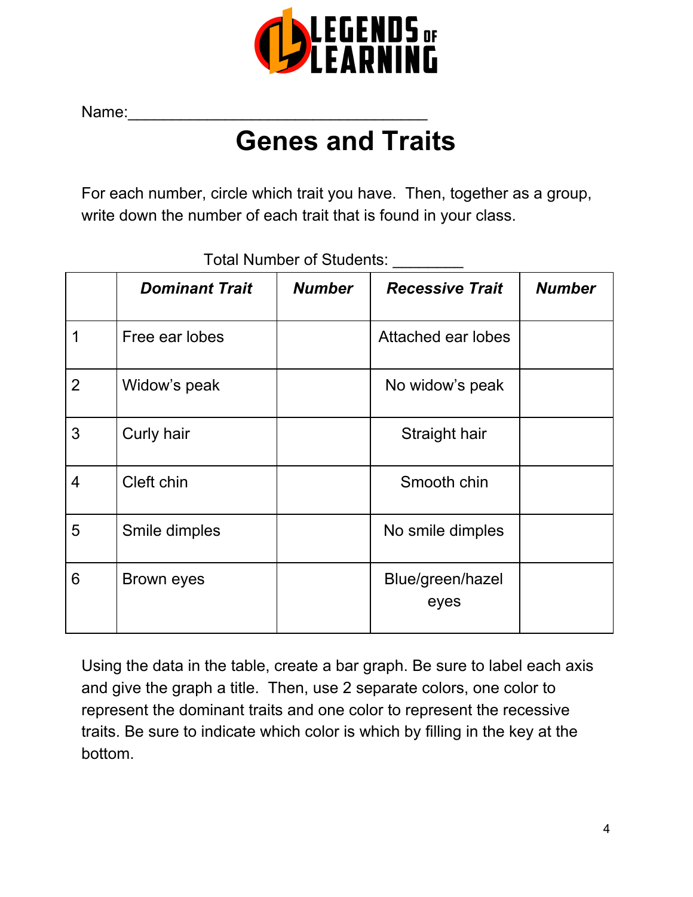Name:\_\_\_\_\_\_\_\_\_\_\_\_\_\_\_\_\_\_\_\_\_\_\_\_\_\_\_\_\_\_\_\_\_\_

# Genes and Traits

For each number, circle which trait you have. Then, together as a group, write down the number of each trait that is found in your class.

Total Number of Students: \_\_\_\_\_\_\_\_

| | ***Dominant Trait*** | ***Number*** | ***Recessive Trait*** | ***Number*** |
|---|---|---|---|---|
| 1 | Free ear lobes | | Attached ear lobes | |
| 2 | Widow's peak | | No widow's peak | |
| 3 | Curly hair | | Straight hair | |
| 4 | Cleft chin | | Smooth chin | |
| 5 | Smile dimples | | No smile dimples | |
| 6 | Brown eyes | | Blue/green/hazel eyes | |

Using the data in the table, create a bar graph. Be sure to label each axis and give the graph a title. Then, use 2 separate colors, one color to represent the dominant traits and one color to represent the recessive traits. Be sure to indicate which color is which by filling in the key at the bottom.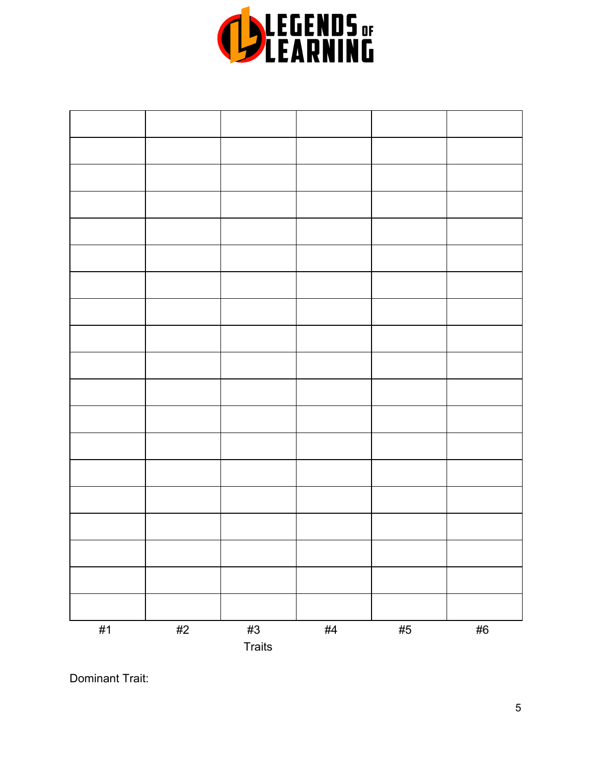|  |  |  |  |  |  |
|---|---|---|---|---|---|
|  |  |  |  |  |  |
|  |  |  |  |  |  |
|  |  |  |  |  |  |
|  |  |  |  |  |  |
|  |  |  |  |  |  |
|  |  |  |  |  |  |
|  |  |  |  |  |  |
|  |  |  |  |  |  |
|  |  |  |  |  |  |
|  |  |  |  |  |  |
|  |  |  |  |  |  |
|  |  |  |  |  |  |
|  |  |  |  |  |  |
|  |  |  |  |  |  |
|  |  |  |  |  |  |
|  |  |  |  |  |  |
|  |  |  |  |  |  |
|  |  |  |  |  |  |
| #1 | #2 | #3 | #4 | #5 | #6 |

Traits

Dominant Trait: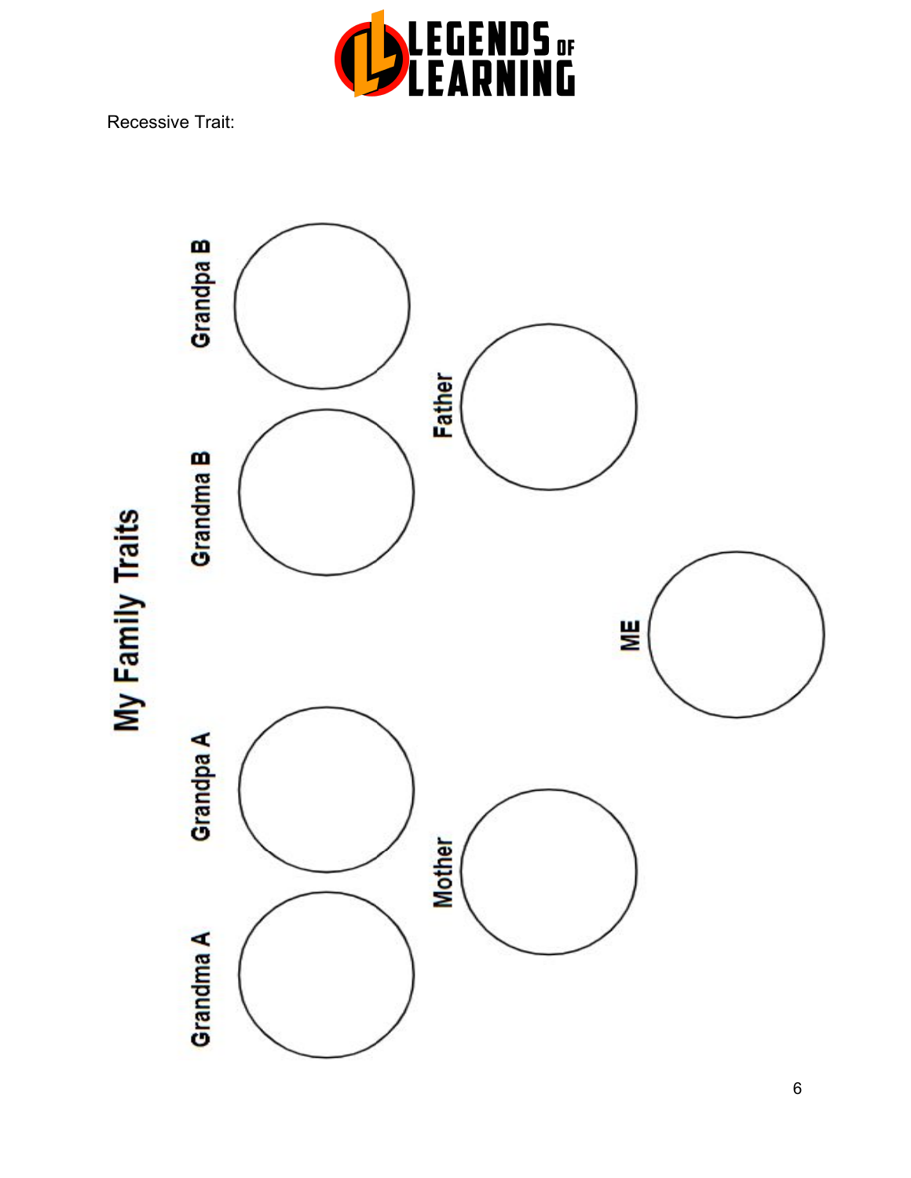Recessive Trait:

## My Family Traits

Grandma A

Grandpa A

Grandma B

Grandpa B

Mother

Father

ME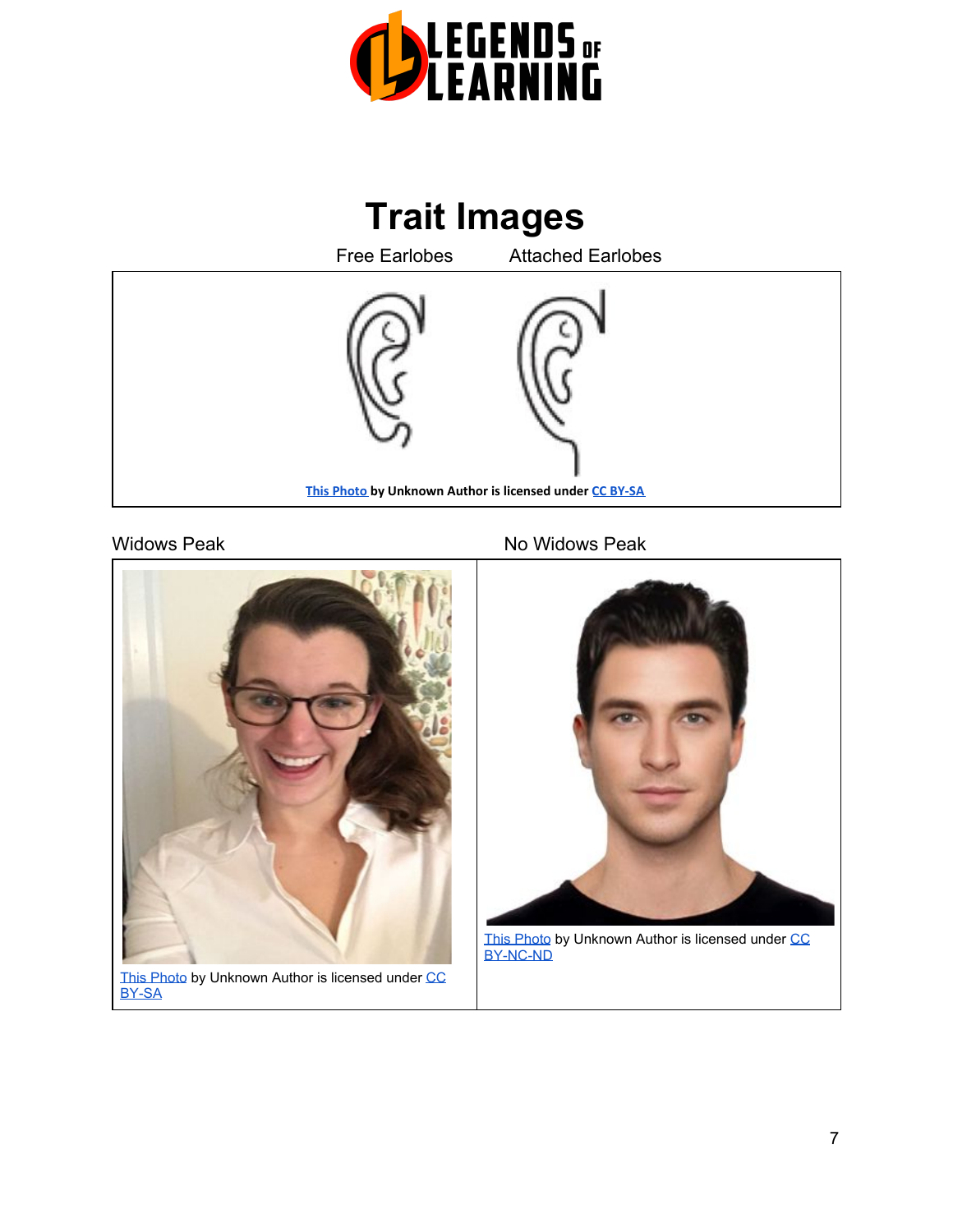# Trait Images

Free Earlobes Attached Earlobes

This Photo by Unknown Author is licensed under CC BY-SA

| Widows Peak | No Widows Peak |
| --- | --- |
| This Photo by Unknown Author is licensed under CC BY-SA | This Photo by Unknown Author is licensed under CC BY-NC-ND |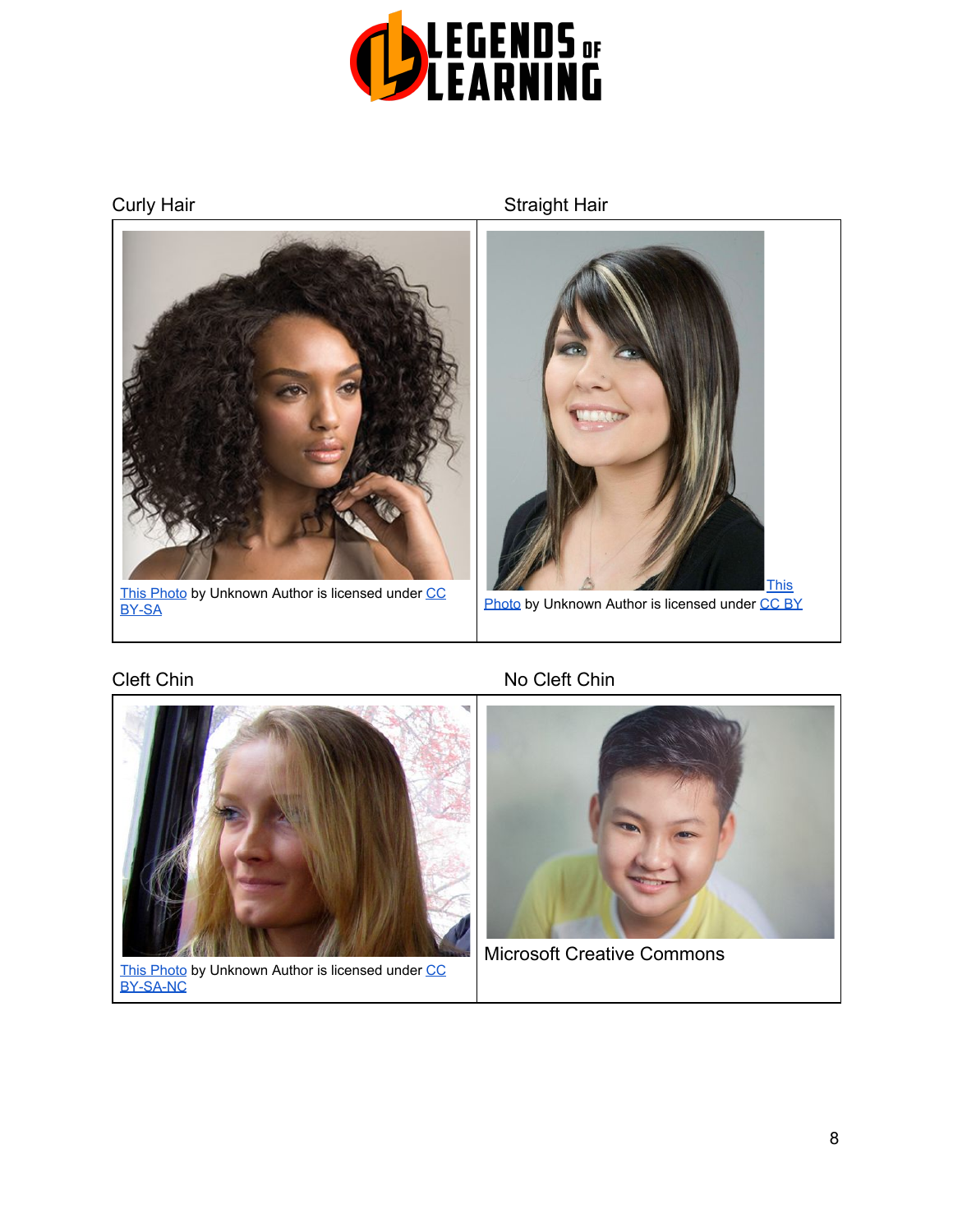| Curly Hair | Straight Hair |
| --- | --- |
| This Photo by Unknown Author is licensed under CC BY-SA | This Photo by Unknown Author is licensed under CC BY |

| Cleft Chin | No Cleft Chin |
| --- | --- |
| This Photo by Unknown Author is licensed under CC BY-SA-NC | Microsoft Creative Commons |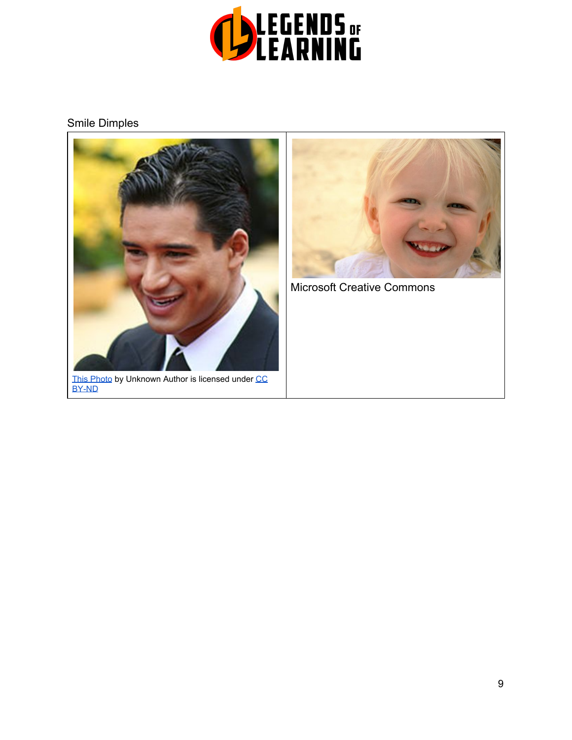Smile Dimples

| | |
|---|---|
| This Photo by Unknown Author is licensed under CC BY-ND | Microsoft Creative Commons |